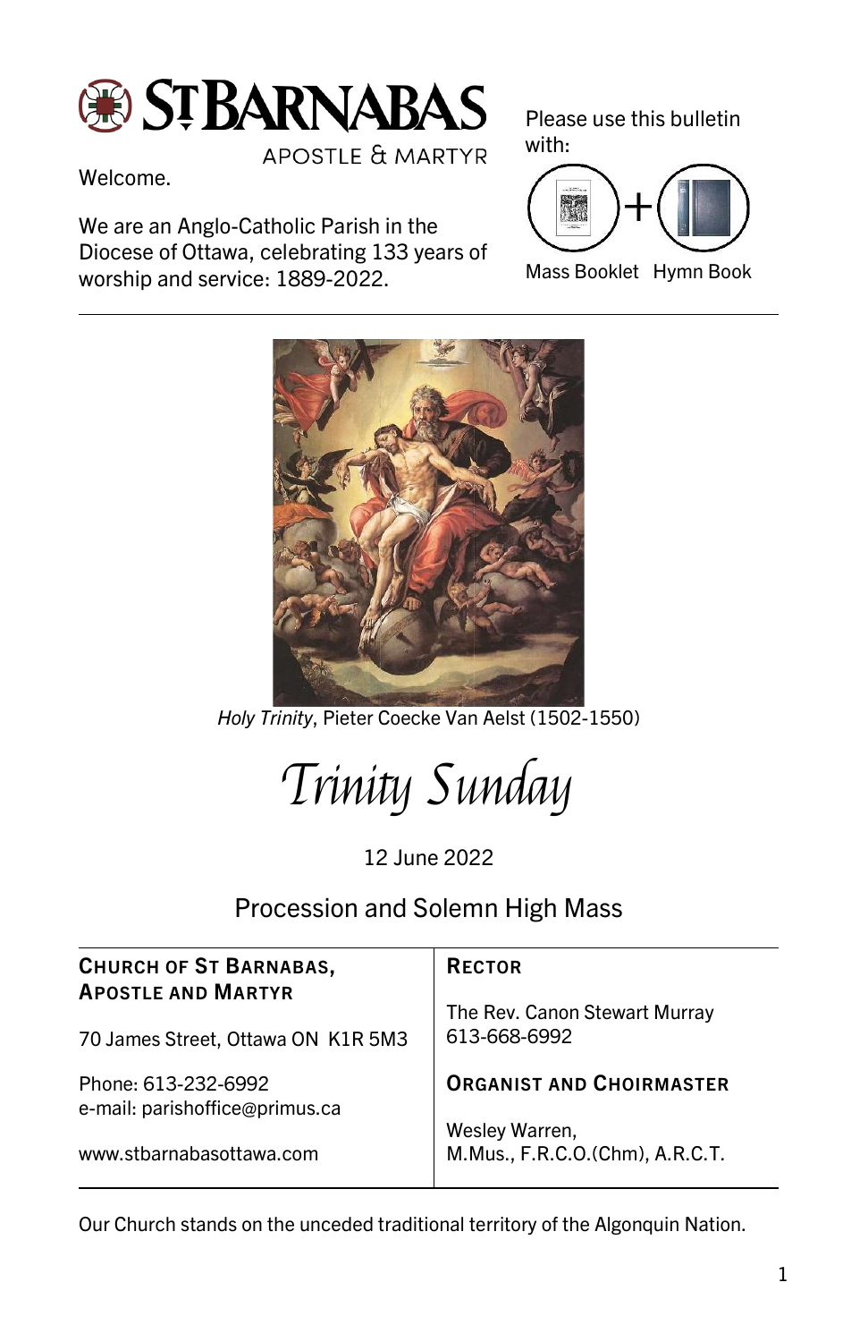# ST BARNABAS

APOSTLE & MARTYR

Welcome.

We are an Anglo-Catholic Parish in the Diocese of Ottawa, celebrating 133 years of worship and service: 1889-2022.

Please use this bulletin with:

Mass Booklet + Hymn Book

*Holy Trinity*, Pieter Coecke Van Aelst (1502-1550)

# *Trinity Sunday*

12 June 2022

## Procession and Solemn High Mass

**CHURCH OF ST BARNABAS, APOSTLE AND MARTYR**

70 James Street, Ottawa ON K1R 5M3

Phone: 613-232-6992
e-mail: parishoffice@primus.ca

www.stbarnabasottawa.com

**RECTOR**

The Rev. Canon Stewart Murray
613-668-6992

**ORGANIST AND CHOIRMASTER**

Wesley Warren,
M.Mus., F.R.C.O.(Chm), A.R.C.T.

Our Church stands on the unceded traditional territory of the Algonquin Nation.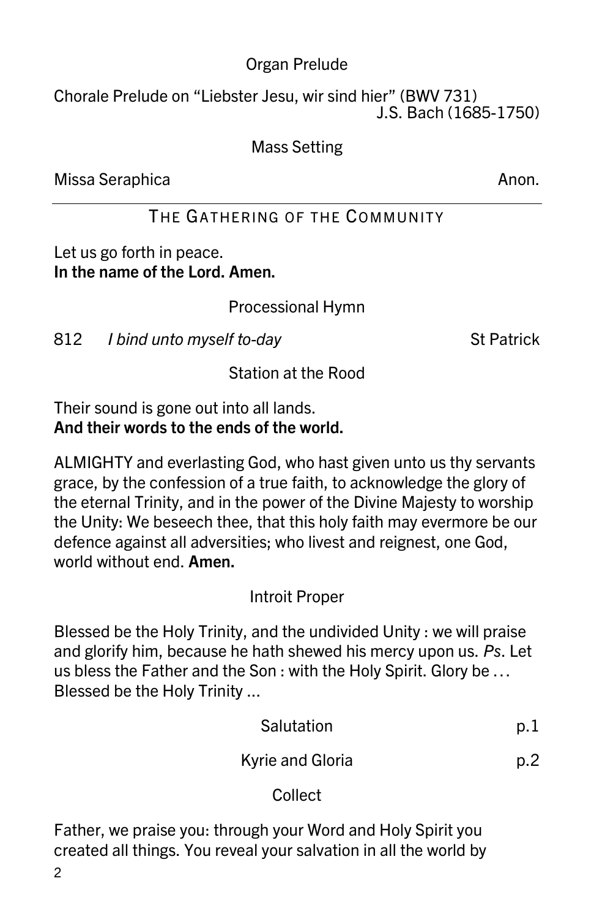Organ Prelude

Chorale Prelude on "Liebster Jesu, wir sind hier" (BWV 731) J.S. Bach (1685-1750)

Mass Setting

Missa Seraphica Anon.

---

## THE GATHERING OF THE COMMUNITY

Let us go forth in peace.
**In the name of the Lord. Amen.**

Processional Hymn

812 *I bind unto myself to-day* St Patrick

Station at the Rood

Their sound is gone out into all lands.
**And their words to the ends of the world.**

ALMIGHTY and everlasting God, who hast given unto us thy servants grace, by the confession of a true faith, to acknowledge the glory of the eternal Trinity, and in the power of the Divine Majesty to worship the Unity: We beseech thee, that this holy faith may evermore be our defence against all adversities; who livest and reignest, one God, world without end. **Amen.**

Introit Proper

Blessed be the Holy Trinity, and the undivided Unity : we will praise and glorify him, because he hath shewed his mercy upon us. *Ps*. Let us bless the Father and the Son : with the Holy Spirit. Glory be … Blessed be the Holy Trinity ...

Salutation p.1

Kyrie and Gloria p.2

Collect

Father, we praise you: through your Word and Holy Spirit you created all things. You reveal your salvation in all the world by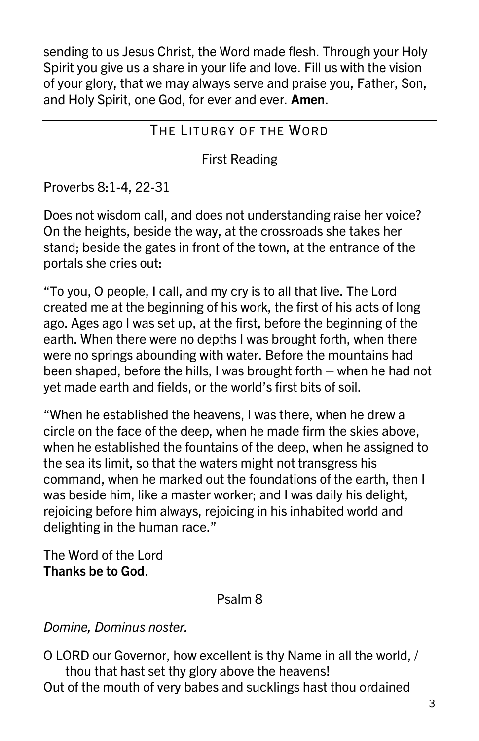sending to us Jesus Christ, the Word made flesh. Through your Holy Spirit you give us a share in your life and love. Fill us with the vision of your glory, that we may always serve and praise you, Father, Son, and Holy Spirit, one God, for ever and ever. **Amen**.

---

## THE LITURGY OF THE WORD

### First Reading

Proverbs 8:1-4, 22-31

Does not wisdom call, and does not understanding raise her voice? On the heights, beside the way, at the crossroads she takes her stand; beside the gates in front of the town, at the entrance of the portals she cries out:

"To you, O people, I call, and my cry is to all that live. The Lord created me at the beginning of his work, the first of his acts of long ago. Ages ago I was set up, at the first, before the beginning of the earth. When there were no depths I was brought forth, when there were no springs abounding with water. Before the mountains had been shaped, before the hills, I was brought forth – when he had not yet made earth and fields, or the world's first bits of soil.

"When he established the heavens, I was there, when he drew a circle on the face of the deep, when he made firm the skies above, when he established the fountains of the deep, when he assigned to the sea its limit, so that the waters might not transgress his command, when he marked out the foundations of the earth, then I was beside him, like a master worker; and I was daily his delight, rejoicing before him always, rejoicing in his inhabited world and delighting in the human race."

The Word of the Lord
**Thanks be to God**.

### Psalm 8

*Domine, Dominus noster.*

O LORD our Governor, how excellent is thy Name in all the world, /
thou that hast set thy glory above the heavens!
Out of the mouth of very babes and sucklings hast thou ordained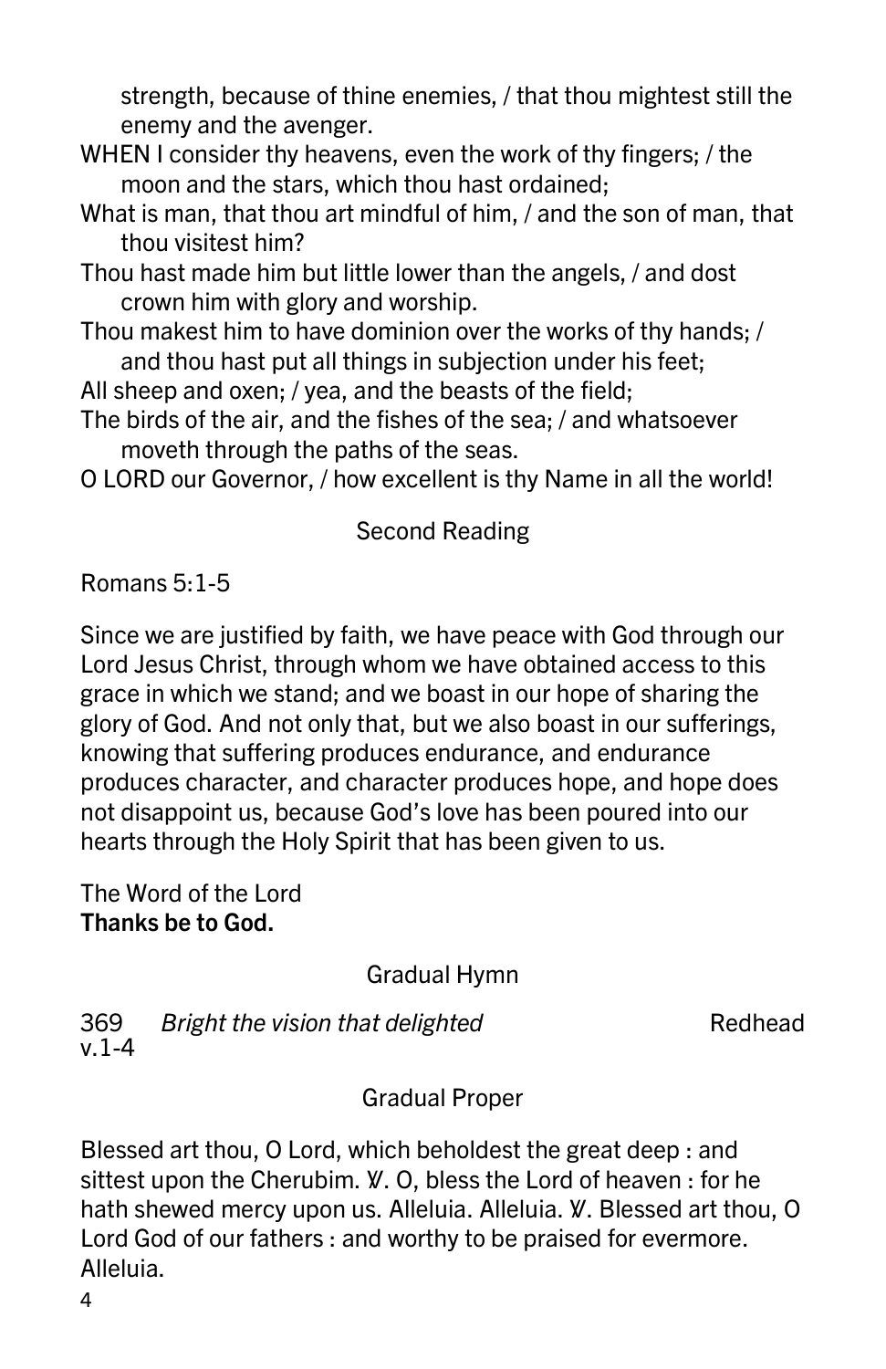strength, because of thine enemies, / that thou mightest still the enemy and the avenger.

WHEN I consider thy heavens, even the work of thy fingers; / the moon and the stars, which thou hast ordained;

What is man, that thou art mindful of him, / and the son of man, that thou visitest him?

Thou hast made him but little lower than the angels, / and dost crown him with glory and worship.

Thou makest him to have dominion over the works of thy hands; / and thou hast put all things in subjection under his feet;

All sheep and oxen; / yea, and the beasts of the field;

The birds of the air, and the fishes of the sea; / and whatsoever moveth through the paths of the seas.

O LORD our Governor, / how excellent is thy Name in all the world!

## Second Reading

Romans 5:1-5

Since we are justified by faith, we have peace with God through our Lord Jesus Christ, through whom we have obtained access to this grace in which we stand; and we boast in our hope of sharing the glory of God. And not only that, but we also boast in our sufferings, knowing that suffering produces endurance, and endurance produces character, and character produces hope, and hope does not disappoint us, because God's love has been poured into our hearts through the Holy Spirit that has been given to us.

The Word of the Lord
**Thanks be to God.**

## Gradual Hymn

369 *Bright the vision that delighted* Redhead
v.1-4

## Gradual Proper

Blessed art thou, O Lord, which beholdest the great deep : and sittest upon the Cherubim. ℣. O, bless the Lord of heaven : for he hath shewed mercy upon us. Alleluia. Alleluia. ℣. Blessed art thou, O Lord God of our fathers : and worthy to be praised for evermore. Alleluia.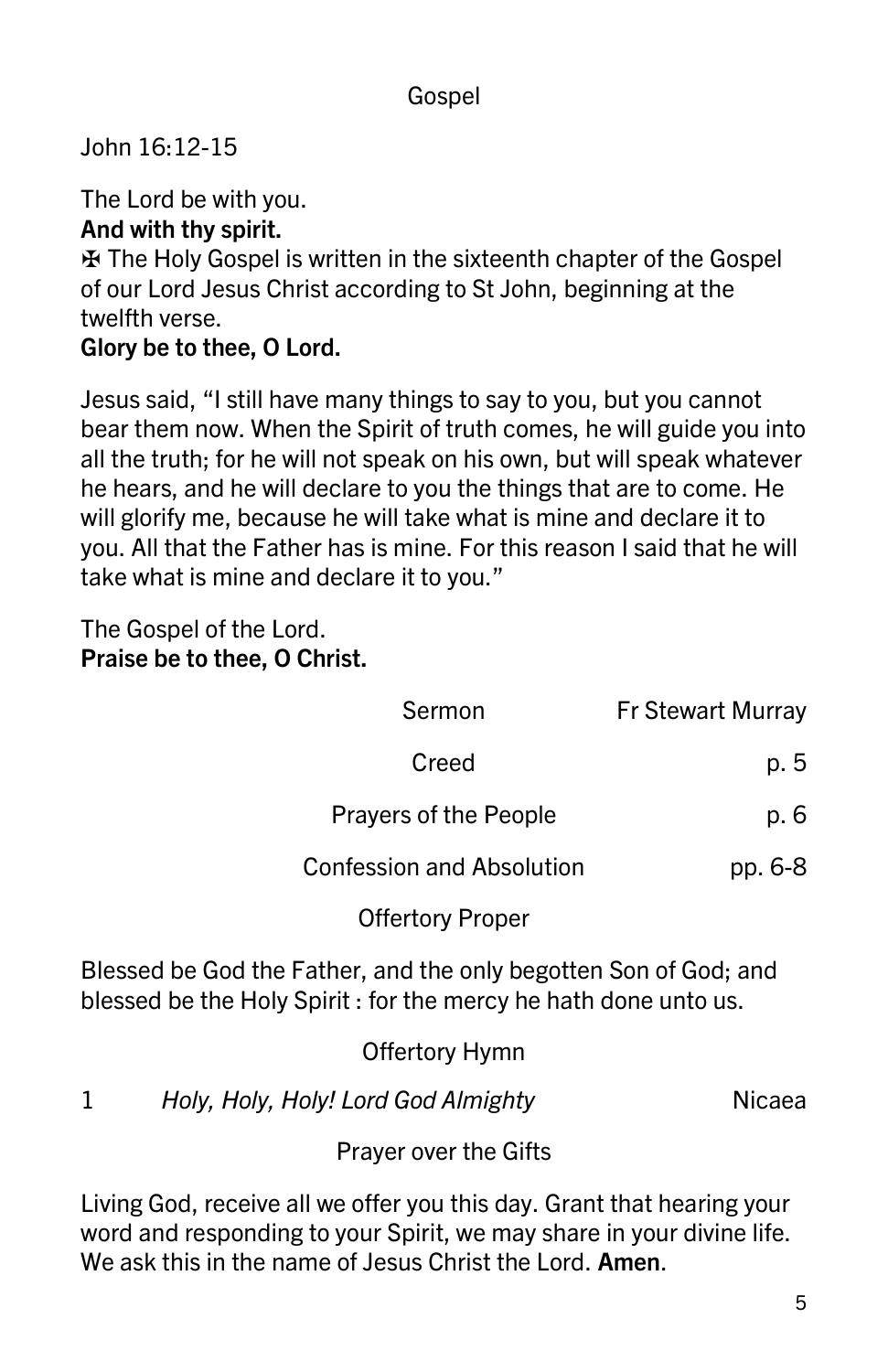## Gospel

John 16:12-15

The Lord be with you.
**And with thy spirit.**
✠ The Holy Gospel is written in the sixteenth chapter of the Gospel of our Lord Jesus Christ according to St John, beginning at the twelfth verse.
**Glory be to thee, O Lord.**

Jesus said, "I still have many things to say to you, but you cannot bear them now. When the Spirit of truth comes, he will guide you into all the truth; for he will not speak on his own, but will speak whatever he hears, and he will declare to you the things that are to come. He will glorify me, because he will take what is mine and declare it to you. All that the Father has is mine. For this reason I said that he will take what is mine and declare it to you."

The Gospel of the Lord.
**Praise be to thee, O Christ.**

Sermon — Fr Stewart Murray

Creed — p. 5

Prayers of the People — p. 6

Confession and Absolution — pp. 6-8

## Offertory Proper

Blessed be God the Father, and the only begotten Son of God; and blessed be the Holy Spirit : for the mercy he hath done unto us.

## Offertory Hymn

1 *Holy, Holy, Holy! Lord God Almighty* — Nicaea

## Prayer over the Gifts

Living God, receive all we offer you this day. Grant that hearing your word and responding to your Spirit, we may share in your divine life. We ask this in the name of Jesus Christ the Lord. **Amen**.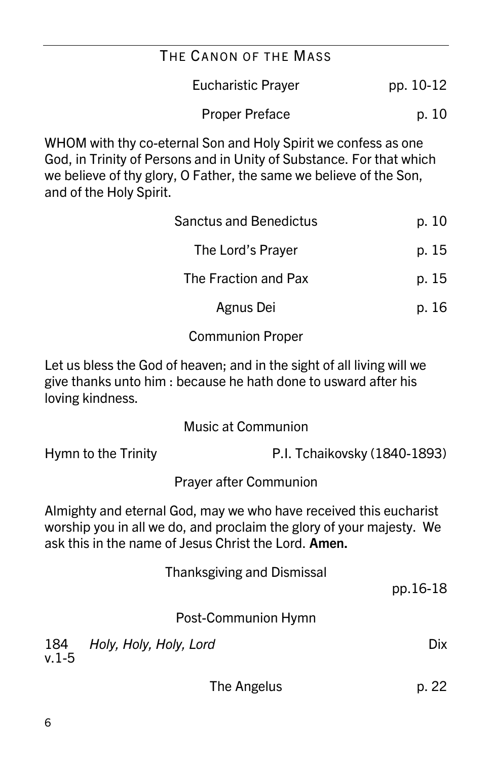## THE CANON OF THE MASS

Eucharistic Prayer — pp. 10-12

Proper Preface — p. 10

WHOM with thy co-eternal Son and Holy Spirit we confess as one God, in Trinity of Persons and in Unity of Substance. For that which we believe of thy glory, O Father, the same we believe of the Son, and of the Holy Spirit.

Sanctus and Benedictus — p. 10

The Lord's Prayer — p. 15

The Fraction and Pax — p. 15

Agnus Dei — p. 16

Communion Proper

Let us bless the God of heaven; and in the sight of all living will we give thanks unto him : because he hath done to usward after his loving kindness.

Music at Communion

Hymn to the Trinity — P.I. Tchaikovsky (1840-1893)

Prayer after Communion

Almighty and eternal God, may we who have received this eucharist worship you in all we do, and proclaim the glory of your majesty. We ask this in the name of Jesus Christ the Lord. **Amen.**

Thanksgiving and Dismissal — pp.16-18

Post-Communion Hymn

184 v.1-5 *Holy, Holy, Holy, Lord* — Dix

The Angelus — p. 22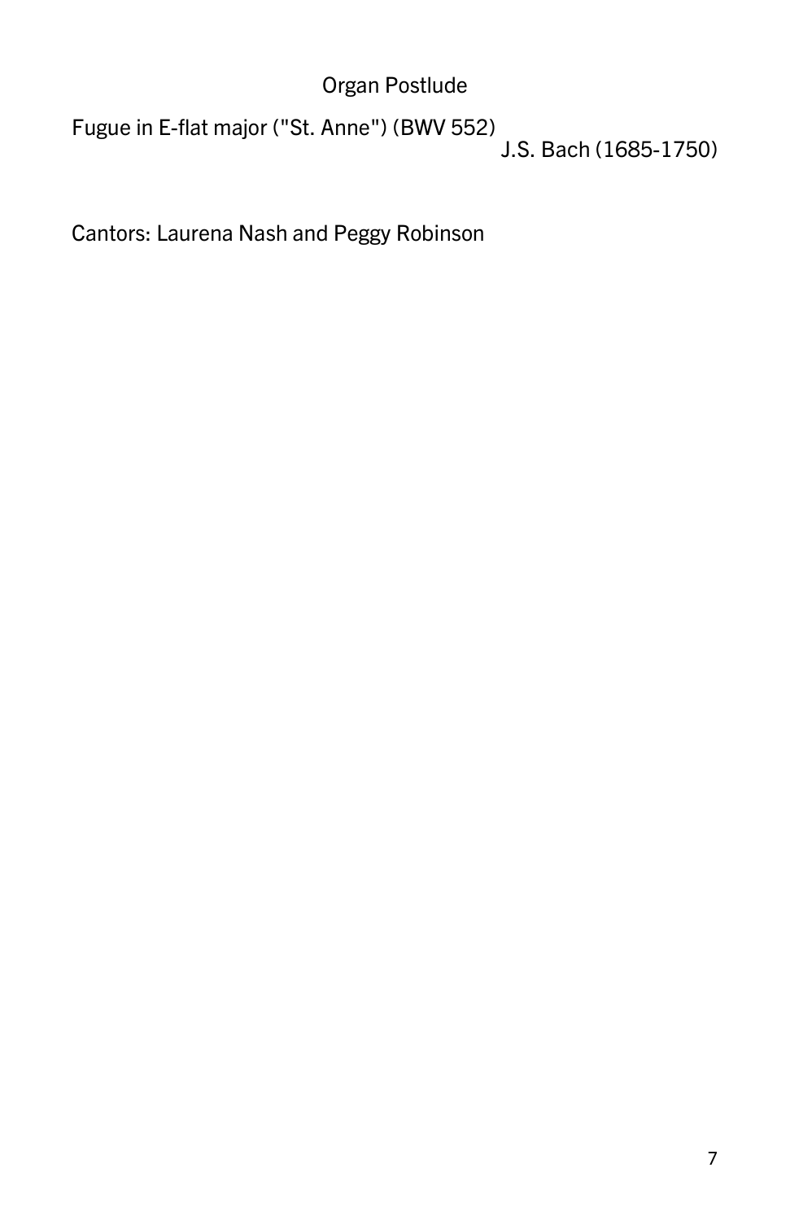## Organ Postlude

Fugue in E-flat major ("St. Anne") (BWV 552)
J.S. Bach (1685-1750)

Cantors: Laurena Nash and Peggy Robinson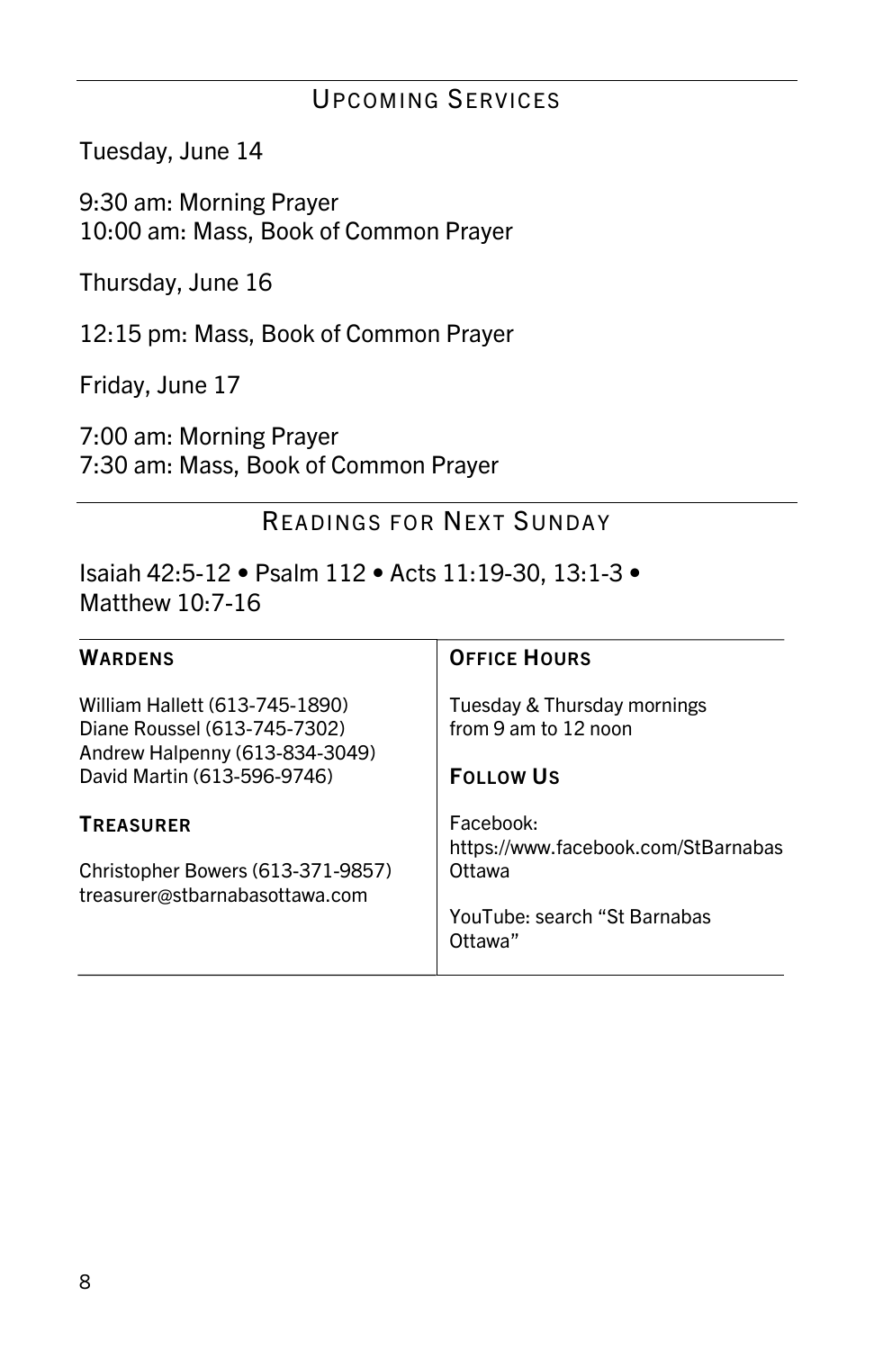## Upcoming Services

Tuesday, June 14

9:30 am: Morning Prayer
10:00 am: Mass, Book of Common Prayer

Thursday, June 16

12:15 pm: Mass, Book of Common Prayer

Friday, June 17

7:00 am: Morning Prayer
7:30 am: Mass, Book of Common Prayer

## Readings for Next Sunday

Isaiah 42:5-12 • Psalm 112 • Acts 11:19-30, 13:1-3 • Matthew 10:7-16

**Wardens**

William Hallett (613-745-1890)
Diane Roussel (613-745-7302)
Andrew Halpenny (613-834-3049)
David Martin (613-596-9746)

**Treasurer**

Christopher Bowers (613-371-9857)
treasurer@stbarnabasottawa.com

**Office Hours**

Tuesday & Thursday mornings
from 9 am to 12 noon

**Follow Us**

Facebook:
https://www.facebook.com/StBarnabas Ottawa

YouTube: search "St Barnabas Ottawa"